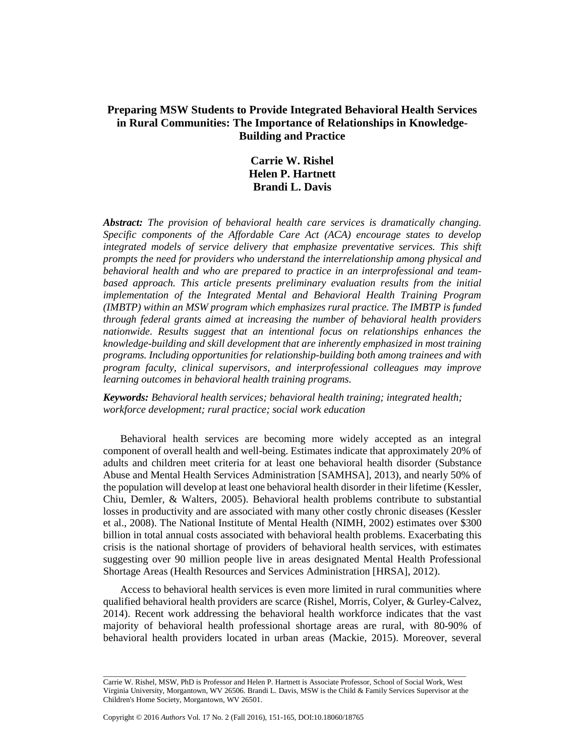# Preparing MSW Students to Provide Integrated Behavioral Health Services in Rural Communities: The Importance of Relationships in Knowledge-Building and Practice

**Carrie W. Rishel**
**Helen P. Hartnett**
**Brandi L. Davis**

***Abstract:*** *The provision of behavioral health care services is dramatically changing. Specific components of the Affordable Care Act (ACA) encourage states to develop integrated models of service delivery that emphasize preventative services. This shift prompts the need for providers who understand the interrelationship among physical and behavioral health and who are prepared to practice in an interprofessional and team-based approach. This article presents preliminary evaluation results from the initial implementation of the Integrated Mental and Behavioral Health Training Program (IMBTP) within an MSW program which emphasizes rural practice. The IMBTP is funded through federal grants aimed at increasing the number of behavioral health providers nationwide. Results suggest that an intentional focus on relationships enhances the knowledge-building and skill development that are inherently emphasized in most training programs. Including opportunities for relationship-building both among trainees and with program faculty, clinical supervisors, and interprofessional colleagues may improve learning outcomes in behavioral health training programs.*

***Keywords:*** *Behavioral health services; behavioral health training; integrated health; workforce development; rural practice; social work education*

Behavioral health services are becoming more widely accepted as an integral component of overall health and well-being. Estimates indicate that approximately 20% of adults and children meet criteria for at least one behavioral health disorder (Substance Abuse and Mental Health Services Administration [SAMHSA], 2013), and nearly 50% of the population will develop at least one behavioral health disorder in their lifetime (Kessler, Chiu, Demler, & Walters, 2005). Behavioral health problems contribute to substantial losses in productivity and are associated with many other costly chronic diseases (Kessler et al., 2008). The National Institute of Mental Health (NIMH, 2002) estimates over $300 billion in total annual costs associated with behavioral health problems. Exacerbating this crisis is the national shortage of providers of behavioral health services, with estimates suggesting over 90 million people live in areas designated Mental Health Professional Shortage Areas (Health Resources and Services Administration [HRSA], 2012).

Access to behavioral health services is even more limited in rural communities where qualified behavioral health providers are scarce (Rishel, Morris, Colyer, & Gurley-Calvez, 2014). Recent work addressing the behavioral health workforce indicates that the vast majority of behavioral health professional shortage areas are rural, with 80-90% of behavioral health providers located in urban areas (Mackie, 2015). Moreover, several

---

Carrie W. Rishel, MSW, PhD is Professor and Helen P. Hartnett is Associate Professor, School of Social Work, West Virginia University, Morgantown, WV 26506. Brandi L. Davis, MSW is the Child & Family Services Supervisor at the Children's Home Society, Morgantown, WV 26501.

Copyright © 2016 *Authors* Vol. 17 No. 2 (Fall 2016), 151-165, DOI:10.18060/18765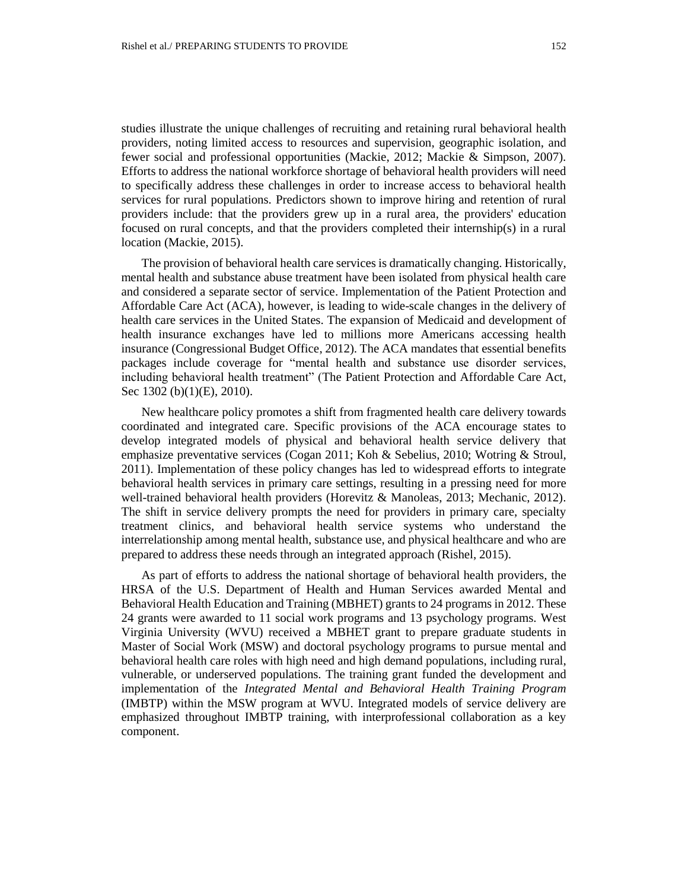studies illustrate the unique challenges of recruiting and retaining rural behavioral health providers, noting limited access to resources and supervision, geographic isolation, and fewer social and professional opportunities (Mackie, 2012; Mackie & Simpson, 2007). Efforts to address the national workforce shortage of behavioral health providers will need to specifically address these challenges in order to increase access to behavioral health services for rural populations. Predictors shown to improve hiring and retention of rural providers include: that the providers grew up in a rural area, the providers' education focused on rural concepts, and that the providers completed their internship(s) in a rural location (Mackie, 2015).

The provision of behavioral health care services is dramatically changing. Historically, mental health and substance abuse treatment have been isolated from physical health care and considered a separate sector of service. Implementation of the Patient Protection and Affordable Care Act (ACA), however, is leading to wide-scale changes in the delivery of health care services in the United States. The expansion of Medicaid and development of health insurance exchanges have led to millions more Americans accessing health insurance (Congressional Budget Office, 2012). The ACA mandates that essential benefits packages include coverage for "mental health and substance use disorder services, including behavioral health treatment" (The Patient Protection and Affordable Care Act, Sec 1302 (b)(1)(E), 2010).

New healthcare policy promotes a shift from fragmented health care delivery towards coordinated and integrated care. Specific provisions of the ACA encourage states to develop integrated models of physical and behavioral health service delivery that emphasize preventative services (Cogan 2011; Koh & Sebelius, 2010; Wotring & Stroul, 2011). Implementation of these policy changes has led to widespread efforts to integrate behavioral health services in primary care settings, resulting in a pressing need for more well-trained behavioral health providers (Horevitz & Manoleas, 2013; Mechanic, 2012). The shift in service delivery prompts the need for providers in primary care, specialty treatment clinics, and behavioral health service systems who understand the interrelationship among mental health, substance use, and physical healthcare and who are prepared to address these needs through an integrated approach (Rishel, 2015).

As part of efforts to address the national shortage of behavioral health providers, the HRSA of the U.S. Department of Health and Human Services awarded Mental and Behavioral Health Education and Training (MBHET) grants to 24 programs in 2012. These 24 grants were awarded to 11 social work programs and 13 psychology programs. West Virginia University (WVU) received a MBHET grant to prepare graduate students in Master of Social Work (MSW) and doctoral psychology programs to pursue mental and behavioral health care roles with high need and high demand populations, including rural, vulnerable, or underserved populations. The training grant funded the development and implementation of the *Integrated Mental and Behavioral Health Training Program* (IMBTP) within the MSW program at WVU. Integrated models of service delivery are emphasized throughout IMBTP training, with interprofessional collaboration as a key component.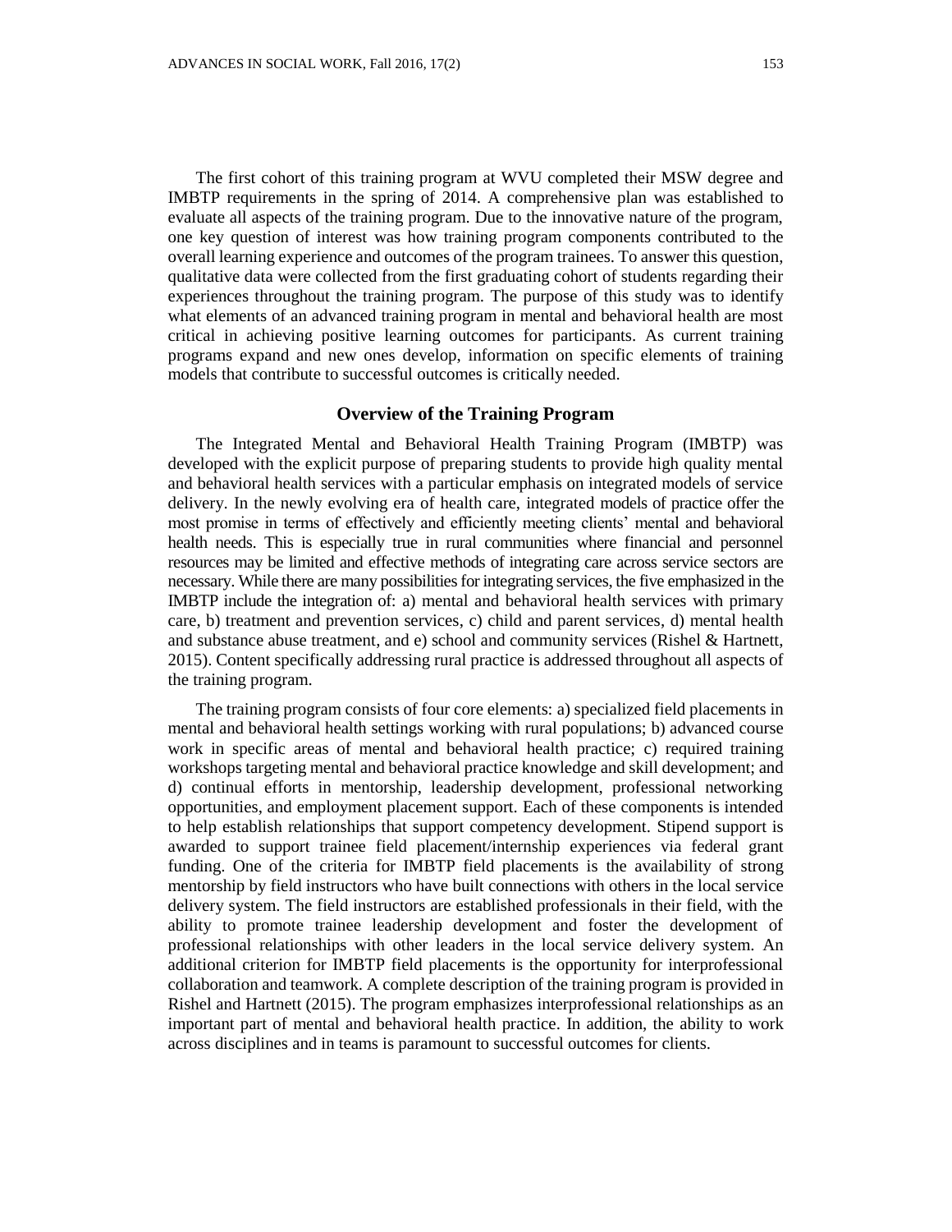The first cohort of this training program at WVU completed their MSW degree and IMBTP requirements in the spring of 2014. A comprehensive plan was established to evaluate all aspects of the training program. Due to the innovative nature of the program, one key question of interest was how training program components contributed to the overall learning experience and outcomes of the program trainees. To answer this question, qualitative data were collected from the first graduating cohort of students regarding their experiences throughout the training program. The purpose of this study was to identify what elements of an advanced training program in mental and behavioral health are most critical in achieving positive learning outcomes for participants. As current training programs expand and new ones develop, information on specific elements of training models that contribute to successful outcomes is critically needed.

## Overview of the Training Program

The Integrated Mental and Behavioral Health Training Program (IMBTP) was developed with the explicit purpose of preparing students to provide high quality mental and behavioral health services with a particular emphasis on integrated models of service delivery. In the newly evolving era of health care, integrated models of practice offer the most promise in terms of effectively and efficiently meeting clients' mental and behavioral health needs. This is especially true in rural communities where financial and personnel resources may be limited and effective methods of integrating care across service sectors are necessary. While there are many possibilities for integrating services, the five emphasized in the IMBTP include the integration of: a) mental and behavioral health services with primary care, b) treatment and prevention services, c) child and parent services, d) mental health and substance abuse treatment, and e) school and community services (Rishel & Hartnett, 2015). Content specifically addressing rural practice is addressed throughout all aspects of the training program.

The training program consists of four core elements: a) specialized field placements in mental and behavioral health settings working with rural populations; b) advanced course work in specific areas of mental and behavioral health practice; c) required training workshops targeting mental and behavioral practice knowledge and skill development; and d) continual efforts in mentorship, leadership development, professional networking opportunities, and employment placement support. Each of these components is intended to help establish relationships that support competency development. Stipend support is awarded to support trainee field placement/internship experiences via federal grant funding. One of the criteria for IMBTP field placements is the availability of strong mentorship by field instructors who have built connections with others in the local service delivery system. The field instructors are established professionals in their field, with the ability to promote trainee leadership development and foster the development of professional relationships with other leaders in the local service delivery system. An additional criterion for IMBTP field placements is the opportunity for interprofessional collaboration and teamwork. A complete description of the training program is provided in Rishel and Hartnett (2015). The program emphasizes interprofessional relationships as an important part of mental and behavioral health practice. In addition, the ability to work across disciplines and in teams is paramount to successful outcomes for clients.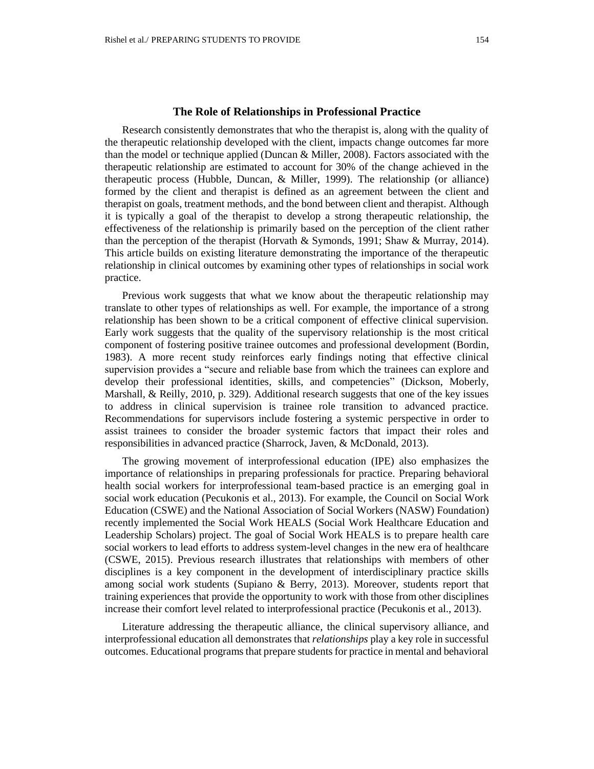## The Role of Relationships in Professional Practice

Research consistently demonstrates that who the therapist is, along with the quality of the therapeutic relationship developed with the client, impacts change outcomes far more than the model or technique applied (Duncan & Miller, 2008). Factors associated with the therapeutic relationship are estimated to account for 30% of the change achieved in the therapeutic process (Hubble, Duncan, & Miller, 1999). The relationship (or alliance) formed by the client and therapist is defined as an agreement between the client and therapist on goals, treatment methods, and the bond between client and therapist. Although it is typically a goal of the therapist to develop a strong therapeutic relationship, the effectiveness of the relationship is primarily based on the perception of the client rather than the perception of the therapist (Horvath & Symonds, 1991; Shaw & Murray, 2014). This article builds on existing literature demonstrating the importance of the therapeutic relationship in clinical outcomes by examining other types of relationships in social work practice.

Previous work suggests that what we know about the therapeutic relationship may translate to other types of relationships as well. For example, the importance of a strong relationship has been shown to be a critical component of effective clinical supervision. Early work suggests that the quality of the supervisory relationship is the most critical component of fostering positive trainee outcomes and professional development (Bordin, 1983). A more recent study reinforces early findings noting that effective clinical supervision provides a "secure and reliable base from which the trainees can explore and develop their professional identities, skills, and competencies" (Dickson, Moberly, Marshall, & Reilly, 2010, p. 329). Additional research suggests that one of the key issues to address in clinical supervision is trainee role transition to advanced practice. Recommendations for supervisors include fostering a systemic perspective in order to assist trainees to consider the broader systemic factors that impact their roles and responsibilities in advanced practice (Sharrock, Javen, & McDonald, 2013).

The growing movement of interprofessional education (IPE) also emphasizes the importance of relationships in preparing professionals for practice. Preparing behavioral health social workers for interprofessional team-based practice is an emerging goal in social work education (Pecukonis et al., 2013). For example, the Council on Social Work Education (CSWE) and the National Association of Social Workers (NASW) Foundation) recently implemented the Social Work HEALS (Social Work Healthcare Education and Leadership Scholars) project. The goal of Social Work HEALS is to prepare health care social workers to lead efforts to address system-level changes in the new era of healthcare (CSWE, 2015). Previous research illustrates that relationships with members of other disciplines is a key component in the development of interdisciplinary practice skills among social work students (Supiano & Berry, 2013). Moreover, students report that training experiences that provide the opportunity to work with those from other disciplines increase their comfort level related to interprofessional practice (Pecukonis et al., 2013).

Literature addressing the therapeutic alliance, the clinical supervisory alliance, and interprofessional education all demonstrates that *relationships* play a key role in successful outcomes. Educational programs that prepare students for practice in mental and behavioral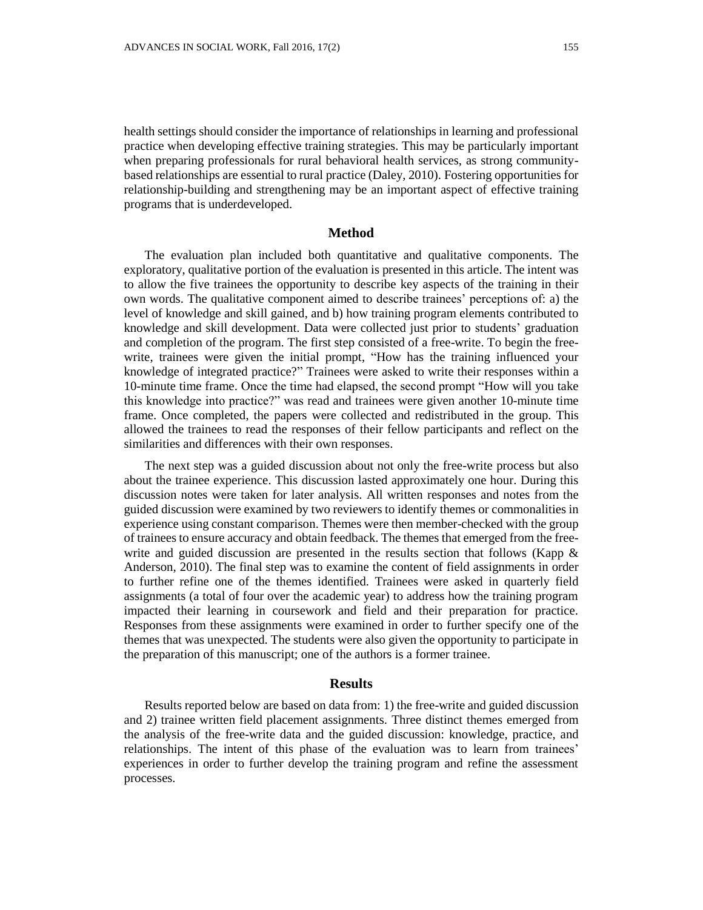health settings should consider the importance of relationships in learning and professional practice when developing effective training strategies. This may be particularly important when preparing professionals for rural behavioral health services, as strong community-based relationships are essential to rural practice (Daley, 2010). Fostering opportunities for relationship-building and strengthening may be an important aspect of effective training programs that is underdeveloped.

## Method

The evaluation plan included both quantitative and qualitative components. The exploratory, qualitative portion of the evaluation is presented in this article. The intent was to allow the five trainees the opportunity to describe key aspects of the training in their own words. The qualitative component aimed to describe trainees' perceptions of: a) the level of knowledge and skill gained, and b) how training program elements contributed to knowledge and skill development. Data were collected just prior to students' graduation and completion of the program. The first step consisted of a free-write. To begin the free-write, trainees were given the initial prompt, "How has the training influenced your knowledge of integrated practice?" Trainees were asked to write their responses within a 10-minute time frame. Once the time had elapsed, the second prompt "How will you take this knowledge into practice?" was read and trainees were given another 10-minute time frame. Once completed, the papers were collected and redistributed in the group. This allowed the trainees to read the responses of their fellow participants and reflect on the similarities and differences with their own responses.

The next step was a guided discussion about not only the free-write process but also about the trainee experience. This discussion lasted approximately one hour. During this discussion notes were taken for later analysis. All written responses and notes from the guided discussion were examined by two reviewers to identify themes or commonalities in experience using constant comparison. Themes were then member-checked with the group of trainees to ensure accuracy and obtain feedback. The themes that emerged from the free-write and guided discussion are presented in the results section that follows (Kapp & Anderson, 2010). The final step was to examine the content of field assignments in order to further refine one of the themes identified. Trainees were asked in quarterly field assignments (a total of four over the academic year) to address how the training program impacted their learning in coursework and field and their preparation for practice. Responses from these assignments were examined in order to further specify one of the themes that was unexpected. The students were also given the opportunity to participate in the preparation of this manuscript; one of the authors is a former trainee.

## Results

Results reported below are based on data from: 1) the free-write and guided discussion and 2) trainee written field placement assignments. Three distinct themes emerged from the analysis of the free-write data and the guided discussion: knowledge, practice, and relationships. The intent of this phase of the evaluation was to learn from trainees' experiences in order to further develop the training program and refine the assessment processes.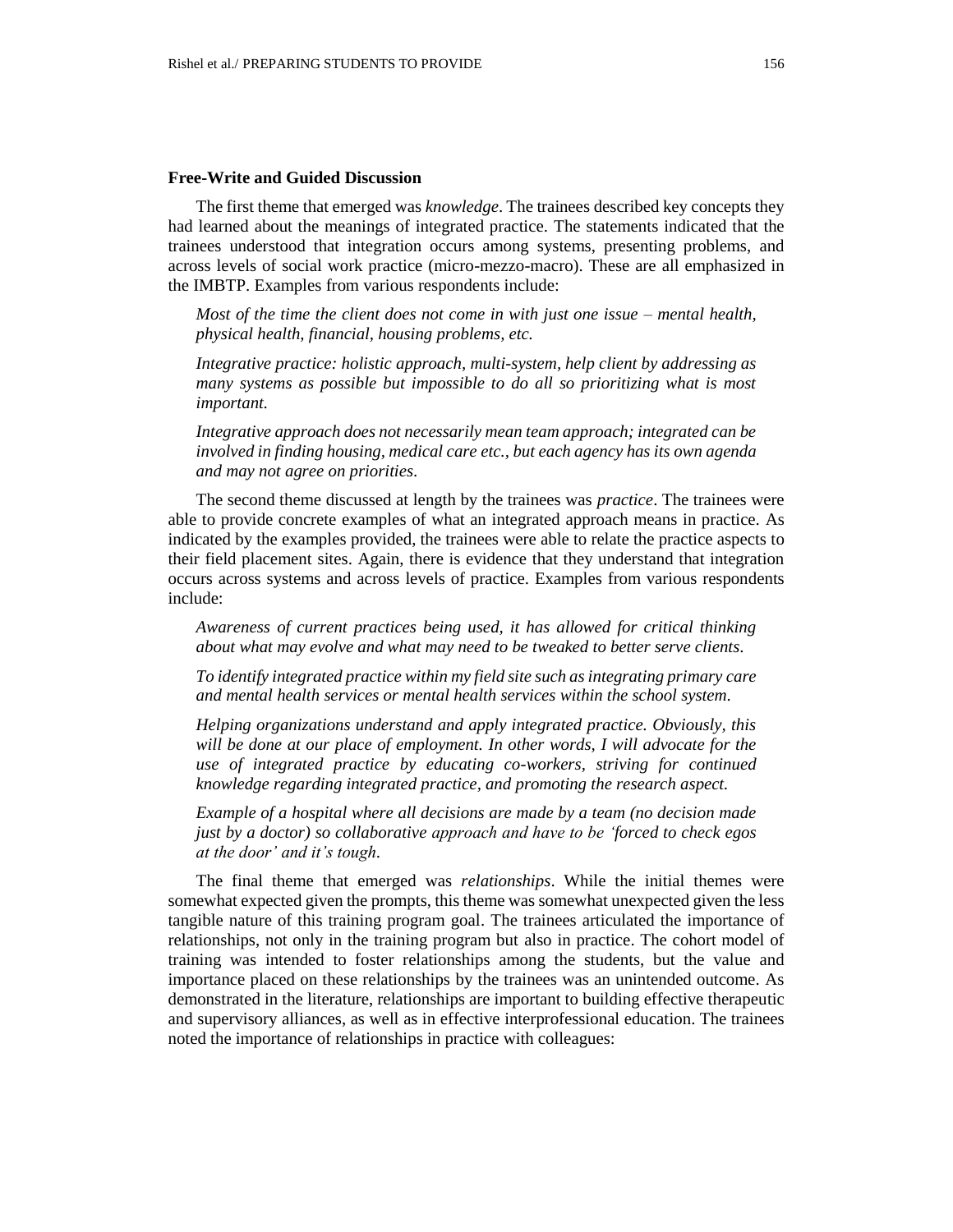### Free-Write and Guided Discussion

The first theme that emerged was *knowledge*. The trainees described key concepts they had learned about the meanings of integrated practice. The statements indicated that the trainees understood that integration occurs among systems, presenting problems, and across levels of social work practice (micro-mezzo-macro). These are all emphasized in the IMBTP. Examples from various respondents include:

> *Most of the time the client does not come in with just one issue – mental health, physical health, financial, housing problems, etc.*

> *Integrative practice: holistic approach, multi-system, help client by addressing as many systems as possible but impossible to do all so prioritizing what is most important.*

> *Integrative approach does not necessarily mean team approach; integrated can be involved in finding housing, medical care etc., but each agency has its own agenda and may not agree on priorities.*

The second theme discussed at length by the trainees was *practice*. The trainees were able to provide concrete examples of what an integrated approach means in practice. As indicated by the examples provided, the trainees were able to relate the practice aspects to their field placement sites. Again, there is evidence that they understand that integration occurs across systems and across levels of practice. Examples from various respondents include:

> *Awareness of current practices being used, it has allowed for critical thinking about what may evolve and what may need to be tweaked to better serve clients.*

> *To identify integrated practice within my field site such as integrating primary care and mental health services or mental health services within the school system.*

> *Helping organizations understand and apply integrated practice. Obviously, this will be done at our place of employment. In other words, I will advocate for the use of integrated practice by educating co-workers, striving for continued knowledge regarding integrated practice, and promoting the research aspect.*

> *Example of a hospital where all decisions are made by a team (no decision made just by a doctor) so collaborative approach and have to be 'forced to check egos at the door' and it's tough.*

The final theme that emerged was *relationships*. While the initial themes were somewhat expected given the prompts, this theme was somewhat unexpected given the less tangible nature of this training program goal. The trainees articulated the importance of relationships, not only in the training program but also in practice. The cohort model of training was intended to foster relationships among the students, but the value and importance placed on these relationships by the trainees was an unintended outcome. As demonstrated in the literature, relationships are important to building effective therapeutic and supervisory alliances, as well as in effective interprofessional education. The trainees noted the importance of relationships in practice with colleagues: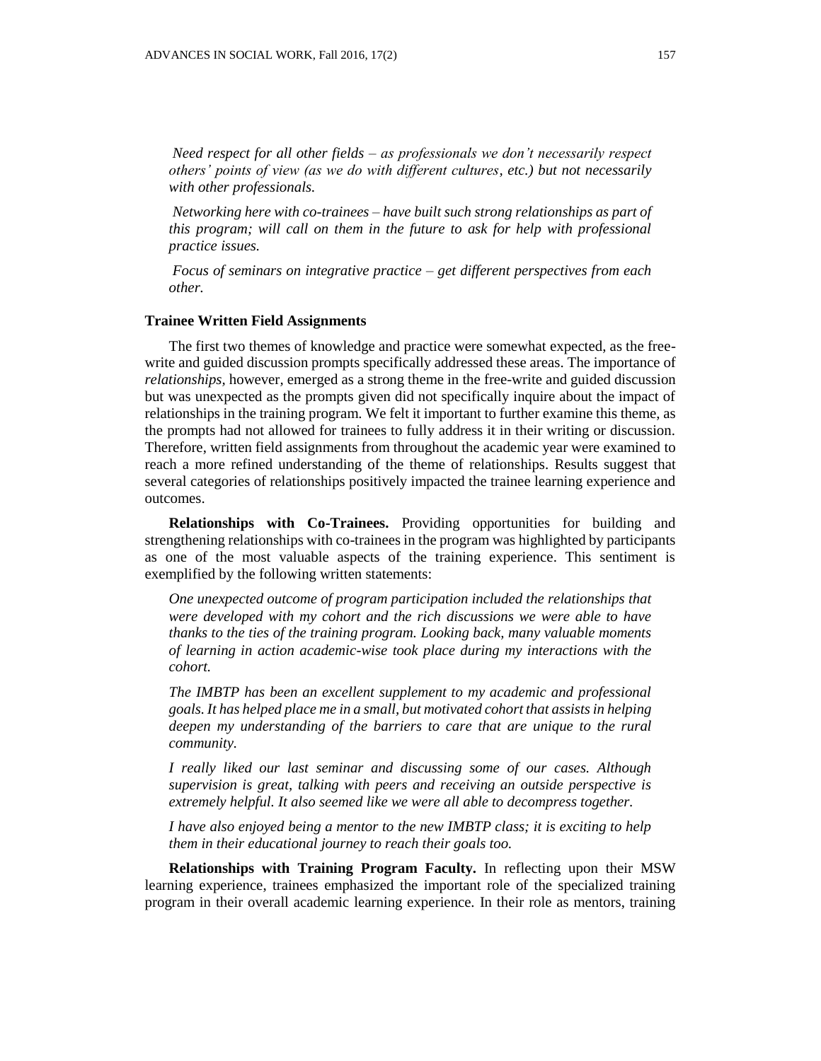*Need respect for all other fields – as professionals we don't necessarily respect others' points of view (as we do with different cultures, etc.) but not necessarily with other professionals.*

*Networking here with co-trainees – have built such strong relationships as part of this program; will call on them in the future to ask for help with professional practice issues.*

*Focus of seminars on integrative practice – get different perspectives from each other.*

### Trainee Written Field Assignments

The first two themes of knowledge and practice were somewhat expected, as the free-write and guided discussion prompts specifically addressed these areas. The importance of *relationships*, however, emerged as a strong theme in the free-write and guided discussion but was unexpected as the prompts given did not specifically inquire about the impact of relationships in the training program. We felt it important to further examine this theme, as the prompts had not allowed for trainees to fully address it in their writing or discussion. Therefore, written field assignments from throughout the academic year were examined to reach a more refined understanding of the theme of relationships. Results suggest that several categories of relationships positively impacted the trainee learning experience and outcomes.

**Relationships with Co-Trainees.** Providing opportunities for building and strengthening relationships with co-trainees in the program was highlighted by participants as one of the most valuable aspects of the training experience. This sentiment is exemplified by the following written statements:

*One unexpected outcome of program participation included the relationships that were developed with my cohort and the rich discussions we were able to have thanks to the ties of the training program. Looking back, many valuable moments of learning in action academic-wise took place during my interactions with the cohort.*

*The IMBTP has been an excellent supplement to my academic and professional goals. It has helped place me in a small, but motivated cohort that assists in helping deepen my understanding of the barriers to care that are unique to the rural community.*

*I really liked our last seminar and discussing some of our cases. Although supervision is great, talking with peers and receiving an outside perspective is extremely helpful. It also seemed like we were all able to decompress together.*

*I have also enjoyed being a mentor to the new IMBTP class; it is exciting to help them in their educational journey to reach their goals too.*

**Relationships with Training Program Faculty.** In reflecting upon their MSW learning experience, trainees emphasized the important role of the specialized training program in their overall academic learning experience. In their role as mentors, training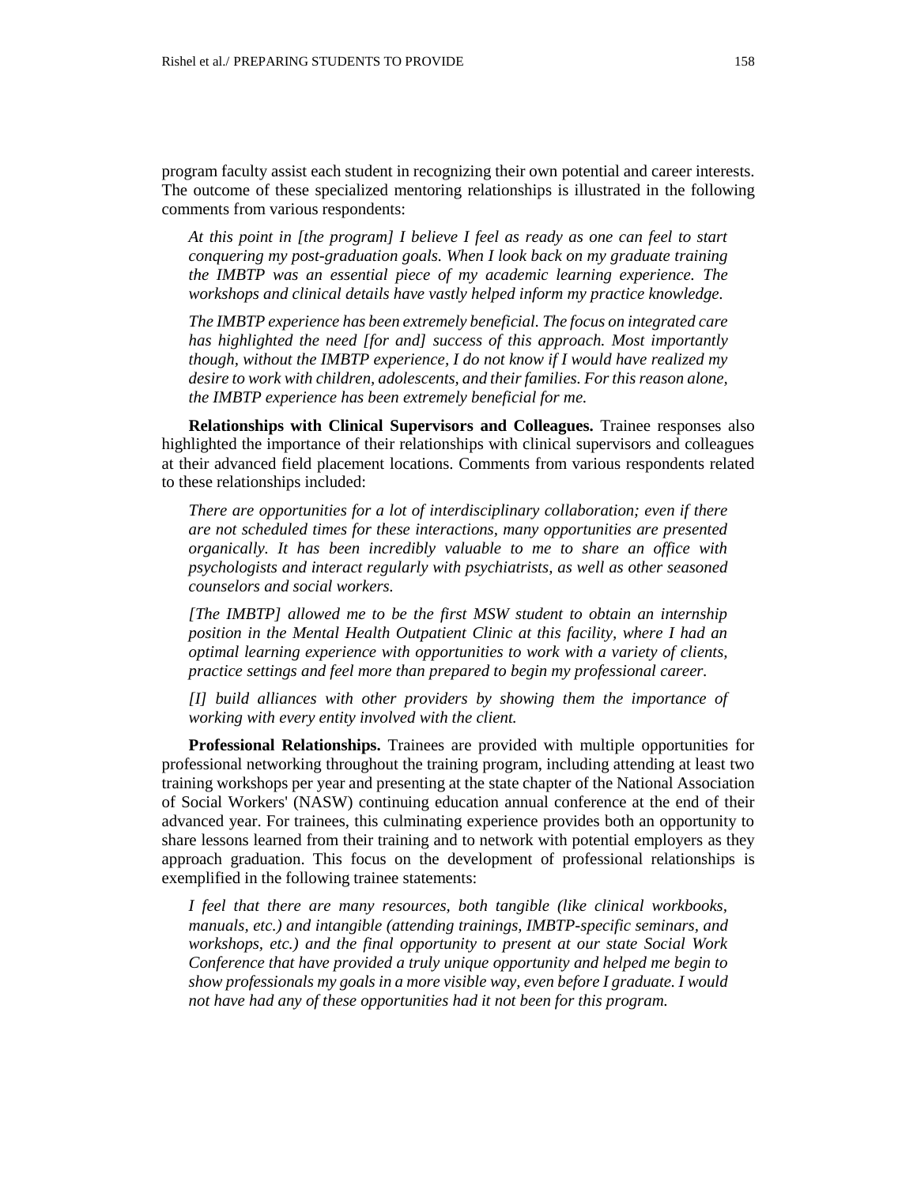program faculty assist each student in recognizing their own potential and career interests. The outcome of these specialized mentoring relationships is illustrated in the following comments from various respondents:

> *At this point in [the program] I believe I feel as ready as one can feel to start conquering my post-graduation goals. When I look back on my graduate training the IMBTP was an essential piece of my academic learning experience. The workshops and clinical details have vastly helped inform my practice knowledge.*

> *The IMBTP experience has been extremely beneficial. The focus on integrated care has highlighted the need [for and] success of this approach. Most importantly though, without the IMBTP experience, I do not know if I would have realized my desire to work with children, adolescents, and their families. For this reason alone, the IMBTP experience has been extremely beneficial for me.*

**Relationships with Clinical Supervisors and Colleagues.** Trainee responses also highlighted the importance of their relationships with clinical supervisors and colleagues at their advanced field placement locations. Comments from various respondents related to these relationships included:

> *There are opportunities for a lot of interdisciplinary collaboration; even if there are not scheduled times for these interactions, many opportunities are presented organically. It has been incredibly valuable to me to share an office with psychologists and interact regularly with psychiatrists, as well as other seasoned counselors and social workers.*

> *[The IMBTP] allowed me to be the first MSW student to obtain an internship position in the Mental Health Outpatient Clinic at this facility, where I had an optimal learning experience with opportunities to work with a variety of clients, practice settings and feel more than prepared to begin my professional career.*

> *[I] build alliances with other providers by showing them the importance of working with every entity involved with the client.*

**Professional Relationships.** Trainees are provided with multiple opportunities for professional networking throughout the training program, including attending at least two training workshops per year and presenting at the state chapter of the National Association of Social Workers' (NASW) continuing education annual conference at the end of their advanced year. For trainees, this culminating experience provides both an opportunity to share lessons learned from their training and to network with potential employers as they approach graduation. This focus on the development of professional relationships is exemplified in the following trainee statements:

> *I feel that there are many resources, both tangible (like clinical workbooks, manuals, etc.) and intangible (attending trainings, IMBTP-specific seminars, and workshops, etc.) and the final opportunity to present at our state Social Work Conference that have provided a truly unique opportunity and helped me begin to show professionals my goals in a more visible way, even before I graduate. I would not have had any of these opportunities had it not been for this program.*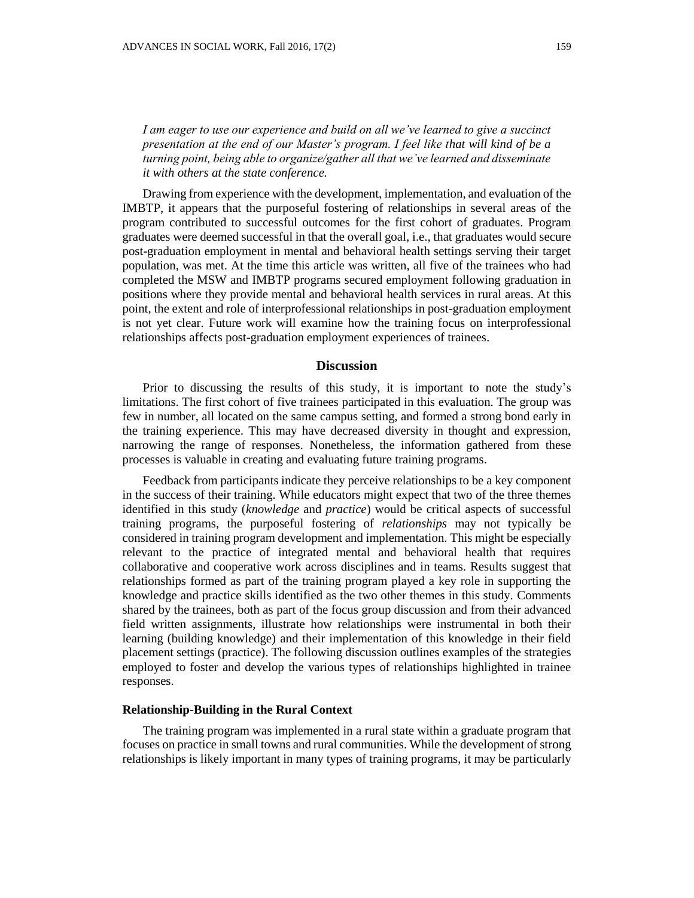*I am eager to use our experience and build on all we've learned to give a succinct presentation at the end of our Master's program. I feel like that will kind of be a turning point, being able to organize/gather all that we've learned and disseminate it with others at the state conference.*

Drawing from experience with the development, implementation, and evaluation of the IMBTP, it appears that the purposeful fostering of relationships in several areas of the program contributed to successful outcomes for the first cohort of graduates. Program graduates were deemed successful in that the overall goal, i.e., that graduates would secure post-graduation employment in mental and behavioral health settings serving their target population, was met. At the time this article was written, all five of the trainees who had completed the MSW and IMBTP programs secured employment following graduation in positions where they provide mental and behavioral health services in rural areas. At this point, the extent and role of interprofessional relationships in post-graduation employment is not yet clear. Future work will examine how the training focus on interprofessional relationships affects post-graduation employment experiences of trainees.

## Discussion

Prior to discussing the results of this study, it is important to note the study's limitations. The first cohort of five trainees participated in this evaluation. The group was few in number, all located on the same campus setting, and formed a strong bond early in the training experience. This may have decreased diversity in thought and expression, narrowing the range of responses. Nonetheless, the information gathered from these processes is valuable in creating and evaluating future training programs.

Feedback from participants indicate they perceive relationships to be a key component in the success of their training. While educators might expect that two of the three themes identified in this study (*knowledge* and *practice*) would be critical aspects of successful training programs, the purposeful fostering of *relationships* may not typically be considered in training program development and implementation. This might be especially relevant to the practice of integrated mental and behavioral health that requires collaborative and cooperative work across disciplines and in teams. Results suggest that relationships formed as part of the training program played a key role in supporting the knowledge and practice skills identified as the two other themes in this study. Comments shared by the trainees, both as part of the focus group discussion and from their advanced field written assignments, illustrate how relationships were instrumental in both their learning (building knowledge) and their implementation of this knowledge in their field placement settings (practice). The following discussion outlines examples of the strategies employed to foster and develop the various types of relationships highlighted in trainee responses.

### Relationship-Building in the Rural Context

The training program was implemented in a rural state within a graduate program that focuses on practice in small towns and rural communities. While the development of strong relationships is likely important in many types of training programs, it may be particularly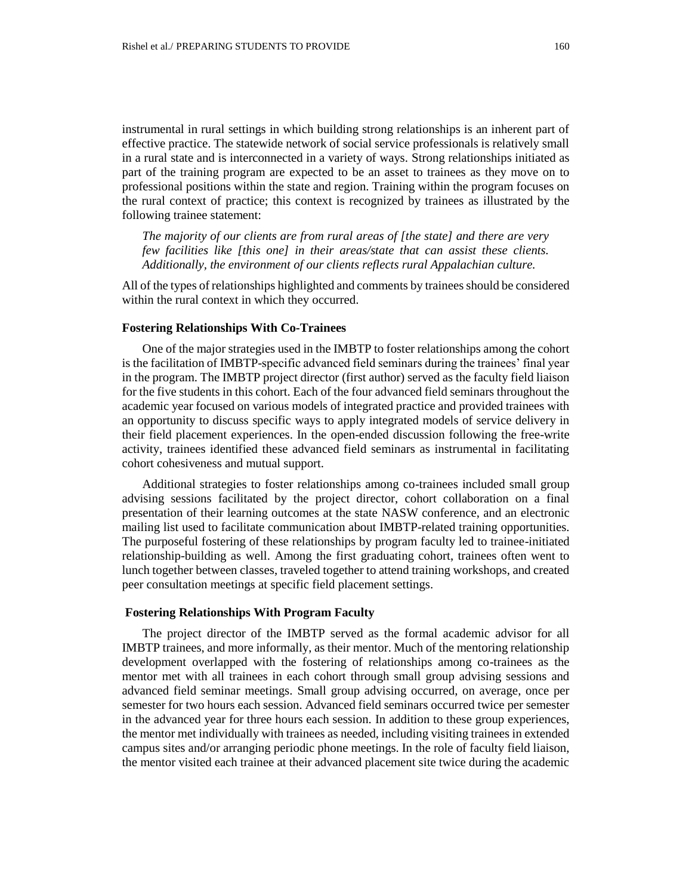instrumental in rural settings in which building strong relationships is an inherent part of effective practice. The statewide network of social service professionals is relatively small in a rural state and is interconnected in a variety of ways. Strong relationships initiated as part of the training program are expected to be an asset to trainees as they move on to professional positions within the state and region. Training within the program focuses on the rural context of practice; this context is recognized by trainees as illustrated by the following trainee statement:

> *The majority of our clients are from rural areas of [the state] and there are very few facilities like [this one] in their areas/state that can assist these clients. Additionally, the environment of our clients reflects rural Appalachian culture.*

All of the types of relationships highlighted and comments by trainees should be considered within the rural context in which they occurred.

### Fostering Relationships With Co-Trainees

One of the major strategies used in the IMBTP to foster relationships among the cohort is the facilitation of IMBTP-specific advanced field seminars during the trainees' final year in the program. The IMBTP project director (first author) served as the faculty field liaison for the five students in this cohort. Each of the four advanced field seminars throughout the academic year focused on various models of integrated practice and provided trainees with an opportunity to discuss specific ways to apply integrated models of service delivery in their field placement experiences. In the open-ended discussion following the free-write activity, trainees identified these advanced field seminars as instrumental in facilitating cohort cohesiveness and mutual support.

Additional strategies to foster relationships among co-trainees included small group advising sessions facilitated by the project director, cohort collaboration on a final presentation of their learning outcomes at the state NASW conference, and an electronic mailing list used to facilitate communication about IMBTP-related training opportunities. The purposeful fostering of these relationships by program faculty led to trainee-initiated relationship-building as well. Among the first graduating cohort, trainees often went to lunch together between classes, traveled together to attend training workshops, and created peer consultation meetings at specific field placement settings.

### Fostering Relationships With Program Faculty

The project director of the IMBTP served as the formal academic advisor for all IMBTP trainees, and more informally, as their mentor. Much of the mentoring relationship development overlapped with the fostering of relationships among co-trainees as the mentor met with all trainees in each cohort through small group advising sessions and advanced field seminar meetings. Small group advising occurred, on average, once per semester for two hours each session. Advanced field seminars occurred twice per semester in the advanced year for three hours each session. In addition to these group experiences, the mentor met individually with trainees as needed, including visiting trainees in extended campus sites and/or arranging periodic phone meetings. In the role of faculty field liaison, the mentor visited each trainee at their advanced placement site twice during the academic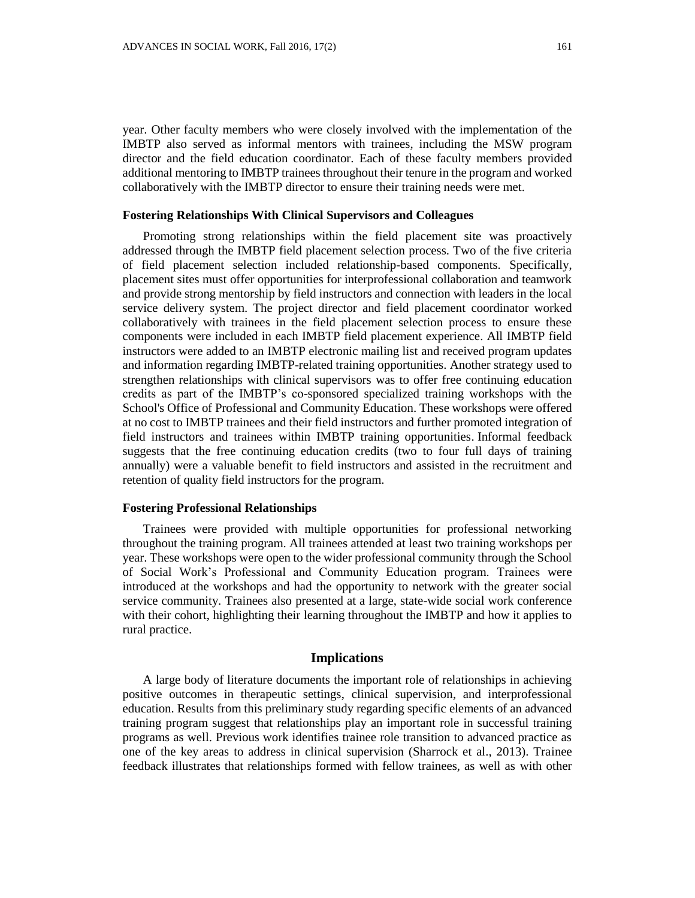year. Other faculty members who were closely involved with the implementation of the IMBTP also served as informal mentors with trainees, including the MSW program director and the field education coordinator. Each of these faculty members provided additional mentoring to IMBTP trainees throughout their tenure in the program and worked collaboratively with the IMBTP director to ensure their training needs were met.

### Fostering Relationships With Clinical Supervisors and Colleagues

Promoting strong relationships within the field placement site was proactively addressed through the IMBTP field placement selection process. Two of the five criteria of field placement selection included relationship-based components. Specifically, placement sites must offer opportunities for interprofessional collaboration and teamwork and provide strong mentorship by field instructors and connection with leaders in the local service delivery system. The project director and field placement coordinator worked collaboratively with trainees in the field placement selection process to ensure these components were included in each IMBTP field placement experience. All IMBTP field instructors were added to an IMBTP electronic mailing list and received program updates and information regarding IMBTP-related training opportunities. Another strategy used to strengthen relationships with clinical supervisors was to offer free continuing education credits as part of the IMBTP's co-sponsored specialized training workshops with the School's Office of Professional and Community Education. These workshops were offered at no cost to IMBTP trainees and their field instructors and further promoted integration of field instructors and trainees within IMBTP training opportunities. Informal feedback suggests that the free continuing education credits (two to four full days of training annually) were a valuable benefit to field instructors and assisted in the recruitment and retention of quality field instructors for the program.

### Fostering Professional Relationships

Trainees were provided with multiple opportunities for professional networking throughout the training program. All trainees attended at least two training workshops per year. These workshops were open to the wider professional community through the School of Social Work's Professional and Community Education program. Trainees were introduced at the workshops and had the opportunity to network with the greater social service community. Trainees also presented at a large, state-wide social work conference with their cohort, highlighting their learning throughout the IMBTP and how it applies to rural practice.

## Implications

A large body of literature documents the important role of relationships in achieving positive outcomes in therapeutic settings, clinical supervision, and interprofessional education. Results from this preliminary study regarding specific elements of an advanced training program suggest that relationships play an important role in successful training programs as well. Previous work identifies trainee role transition to advanced practice as one of the key areas to address in clinical supervision (Sharrock et al., 2013). Trainee feedback illustrates that relationships formed with fellow trainees, as well as with other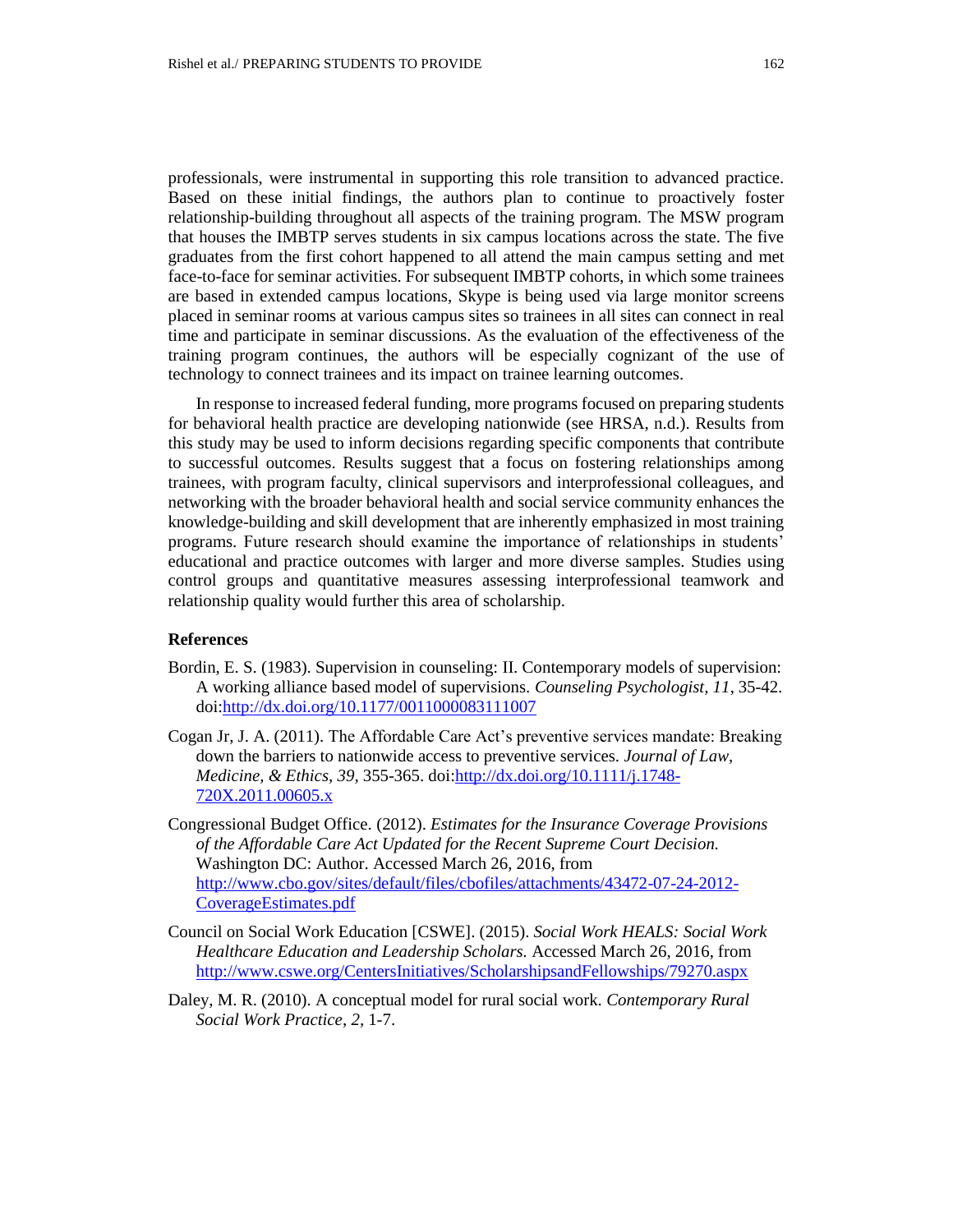professionals, were instrumental in supporting this role transition to advanced practice. Based on these initial findings, the authors plan to continue to proactively foster relationship-building throughout all aspects of the training program. The MSW program that houses the IMBTP serves students in six campus locations across the state. The five graduates from the first cohort happened to all attend the main campus setting and met face-to-face for seminar activities. For subsequent IMBTP cohorts, in which some trainees are based in extended campus locations, Skype is being used via large monitor screens placed in seminar rooms at various campus sites so trainees in all sites can connect in real time and participate in seminar discussions. As the evaluation of the effectiveness of the training program continues, the authors will be especially cognizant of the use of technology to connect trainees and its impact on trainee learning outcomes.

In response to increased federal funding, more programs focused on preparing students for behavioral health practice are developing nationwide (see HRSA, n.d.). Results from this study may be used to inform decisions regarding specific components that contribute to successful outcomes. Results suggest that a focus on fostering relationships among trainees, with program faculty, clinical supervisors and interprofessional colleagues, and networking with the broader behavioral health and social service community enhances the knowledge-building and skill development that are inherently emphasized in most training programs. Future research should examine the importance of relationships in students' educational and practice outcomes with larger and more diverse samples. Studies using control groups and quantitative measures assessing interprofessional teamwork and relationship quality would further this area of scholarship.

## References

Bordin, E. S. (1983). Supervision in counseling: II. Contemporary models of supervision: A working alliance based model of supervisions. *Counseling Psychologist*, *11*, 35-42. doi:http://dx.doi.org/10.1177/0011000083111007

Cogan Jr, J. A. (2011). The Affordable Care Act's preventive services mandate: Breaking down the barriers to nationwide access to preventive services. *Journal of Law, Medicine, & Ethics, 39*, 355-365. doi:http://dx.doi.org/10.1111/j.1748-720X.2011.00605.x

Congressional Budget Office. (2012). *Estimates for the Insurance Coverage Provisions of the Affordable Care Act Updated for the Recent Supreme Court Decision.* Washington DC: Author. Accessed March 26, 2016, from http://www.cbo.gov/sites/default/files/cbofiles/attachments/43472-07-24-2012-CoverageEstimates.pdf

Council on Social Work Education [CSWE]. (2015). *Social Work HEALS: Social Work Healthcare Education and Leadership Scholars.* Accessed March 26, 2016, from http://www.cswe.org/CentersInitiatives/ScholarshipsandFellowships/79270.aspx

Daley, M. R. (2010). A conceptual model for rural social work. *Contemporary Rural Social Work Practice*, *2*, 1-7.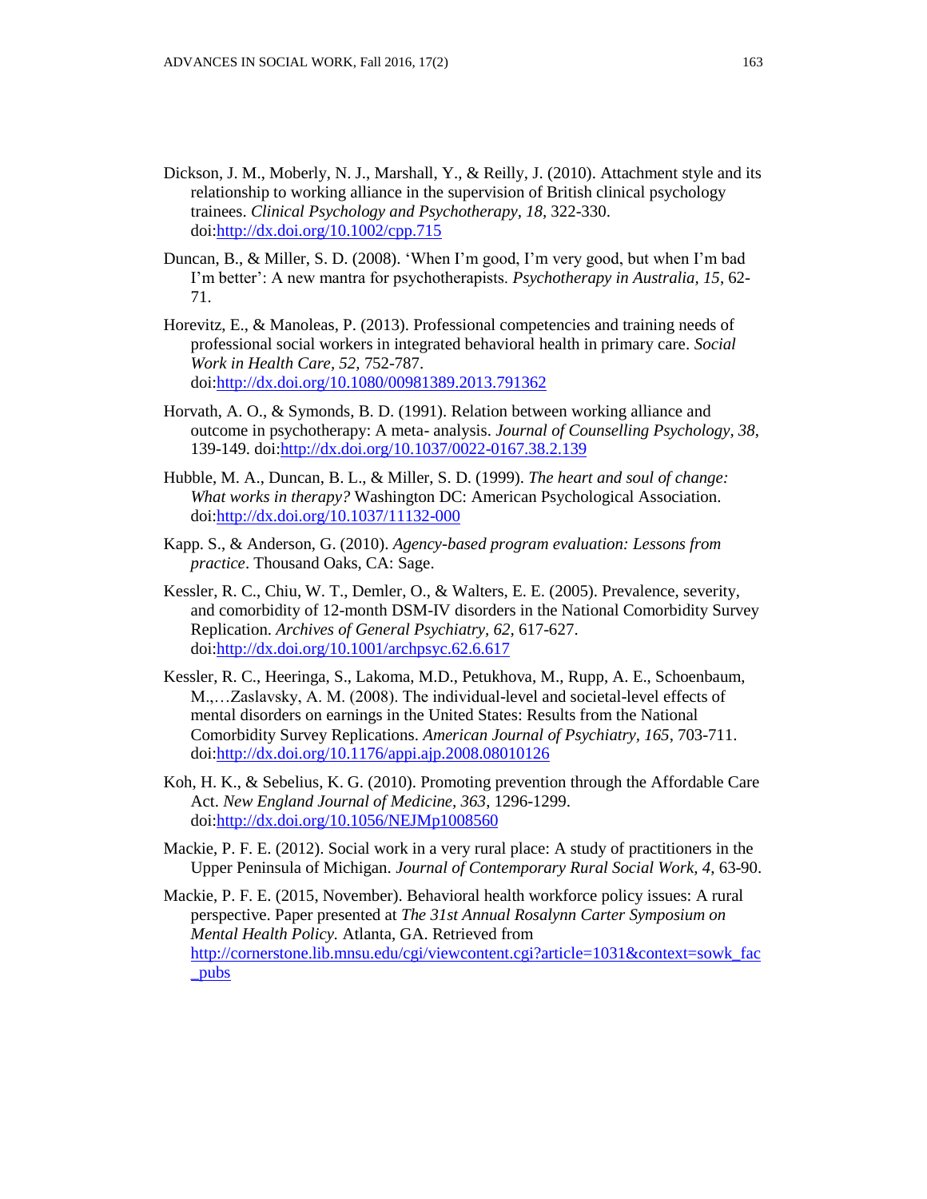Dickson, J. M., Moberly, N. J., Marshall, Y., & Reilly, J. (2010). Attachment style and its relationship to working alliance in the supervision of British clinical psychology trainees. *Clinical Psychology and Psychotherapy, 18*, 322-330. doi:http://dx.doi.org/10.1002/cpp.715

Duncan, B., & Miller, S. D. (2008). 'When I'm good, I'm very good, but when I'm bad I'm better': A new mantra for psychotherapists. *Psychotherapy in Australia, 15*, 62-71.

Horevitz, E., & Manoleas, P. (2013). Professional competencies and training needs of professional social workers in integrated behavioral health in primary care. *Social Work in Health Care, 52*, 752-787. doi:http://dx.doi.org/10.1080/00981389.2013.791362

Horvath, A. O., & Symonds, B. D. (1991). Relation between working alliance and outcome in psychotherapy: A meta- analysis. *Journal of Counselling Psychology, 38*, 139-149. doi:http://dx.doi.org/10.1037/0022-0167.38.2.139

Hubble, M. A., Duncan, B. L., & Miller, S. D. (1999). *The heart and soul of change: What works in therapy?* Washington DC: American Psychological Association. doi:http://dx.doi.org/10.1037/11132-000

Kapp. S., & Anderson, G. (2010). *Agency-based program evaluation: Lessons from practice*. Thousand Oaks, CA: Sage.

Kessler, R. C., Chiu, W. T., Demler, O., & Walters, E. E. (2005). Prevalence, severity, and comorbidity of 12-month DSM-IV disorders in the National Comorbidity Survey Replication. *Archives of General Psychiatry, 62*, 617-627. doi:http://dx.doi.org/10.1001/archpsyc.62.6.617

Kessler, R. C., Heeringa, S., Lakoma, M.D., Petukhova, M., Rupp, A. E., Schoenbaum, M.,…Zaslavsky, A. M. (2008). The individual-level and societal-level effects of mental disorders on earnings in the United States: Results from the National Comorbidity Survey Replications. *American Journal of Psychiatry, 165*, 703-711. doi:http://dx.doi.org/10.1176/appi.ajp.2008.08010126

Koh, H. K., & Sebelius, K. G. (2010). Promoting prevention through the Affordable Care Act. *New England Journal of Medicine, 363*, 1296-1299. doi:http://dx.doi.org/10.1056/NEJMp1008560

Mackie, P. F. E. (2012). Social work in a very rural place: A study of practitioners in the Upper Peninsula of Michigan. *Journal of Contemporary Rural Social Work, 4*, 63-90.

Mackie, P. F. E. (2015, November). Behavioral health workforce policy issues: A rural perspective. Paper presented at *The 31st Annual Rosalynn Carter Symposium on Mental Health Policy.* Atlanta, GA. Retrieved from http://cornerstone.lib.mnsu.edu/cgi/viewcontent.cgi?article=1031&context=sowk_fac_pubs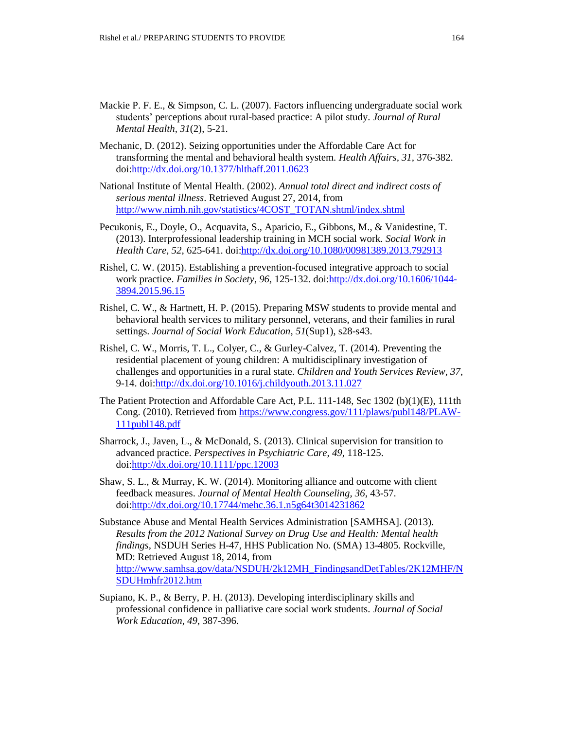Mackie P. F. E., & Simpson, C. L. (2007). Factors influencing undergraduate social work students' perceptions about rural-based practice: A pilot study. *Journal of Rural Mental Health, 31*(2), 5-21.

Mechanic, D. (2012). Seizing opportunities under the Affordable Care Act for transforming the mental and behavioral health system. *Health Affairs, 31*, 376-382. doi:http://dx.doi.org/10.1377/hlthaff.2011.0623

National Institute of Mental Health. (2002). *Annual total direct and indirect costs of serious mental illness*. Retrieved August 27, 2014, from http://www.nimh.nih.gov/statistics/4COST_TOTAN.shtml/index.shtml

Pecukonis, E., Doyle, O., Acquavita, S., Aparicio, E., Gibbons, M., & Vanidestine, T. (2013). Interprofessional leadership training in MCH social work. *Social Work in Health Care, 52*, 625-641. doi:http://dx.doi.org/10.1080/00981389.2013.792913

Rishel, C. W. (2015). Establishing a prevention-focused integrative approach to social work practice. *Families in Society*, *96*, 125-132. doi:http://dx.doi.org/10.1606/1044-3894.2015.96.15

Rishel, C. W., & Hartnett, H. P. (2015). Preparing MSW students to provide mental and behavioral health services to military personnel, veterans, and their families in rural settings. *Journal of Social Work Education*, *51*(Sup1), s28-s43.

Rishel, C. W., Morris, T. L., Colyer, C., & Gurley-Calvez, T. (2014). Preventing the residential placement of young children: A multidisciplinary investigation of challenges and opportunities in a rural state. *Children and Youth Services Review*, *37*, 9-14. doi:http://dx.doi.org/10.1016/j.childyouth.2013.11.027

The Patient Protection and Affordable Care Act, P.L. 111-148, Sec 1302 (b)(1)(E), 111th Cong. (2010). Retrieved from https://www.congress.gov/111/plaws/publ148/PLAW-111publ148.pdf

Sharrock, J., Javen, L., & McDonald, S. (2013). Clinical supervision for transition to advanced practice. *Perspectives in Psychiatric Care, 49,* 118-125. doi:http://dx.doi.org/10.1111/ppc.12003

Shaw, S. L., & Murray, K. W. (2014). Monitoring alliance and outcome with client feedback measures. *Journal of Mental Health Counseling, 36*, 43-57. doi:http://dx.doi.org/10.17744/mehc.36.1.n5g64t3014231862

Substance Abuse and Mental Health Services Administration [SAMHSA]. (2013). *Results from the 2012 National Survey on Drug Use and Health: Mental health findings*, NSDUH Series H-47, HHS Publication No. (SMA) 13-4805. Rockville, MD: Retrieved August 18, 2014, from http://www.samhsa.gov/data/NSDUH/2k12MH_FindingsandDetTables/2K12MHF/NSDUHmhfr2012.htm

Supiano, K. P., & Berry, P. H. (2013). Developing interdisciplinary skills and professional confidence in palliative care social work students. *Journal of Social Work Education*, *49*, 387-396.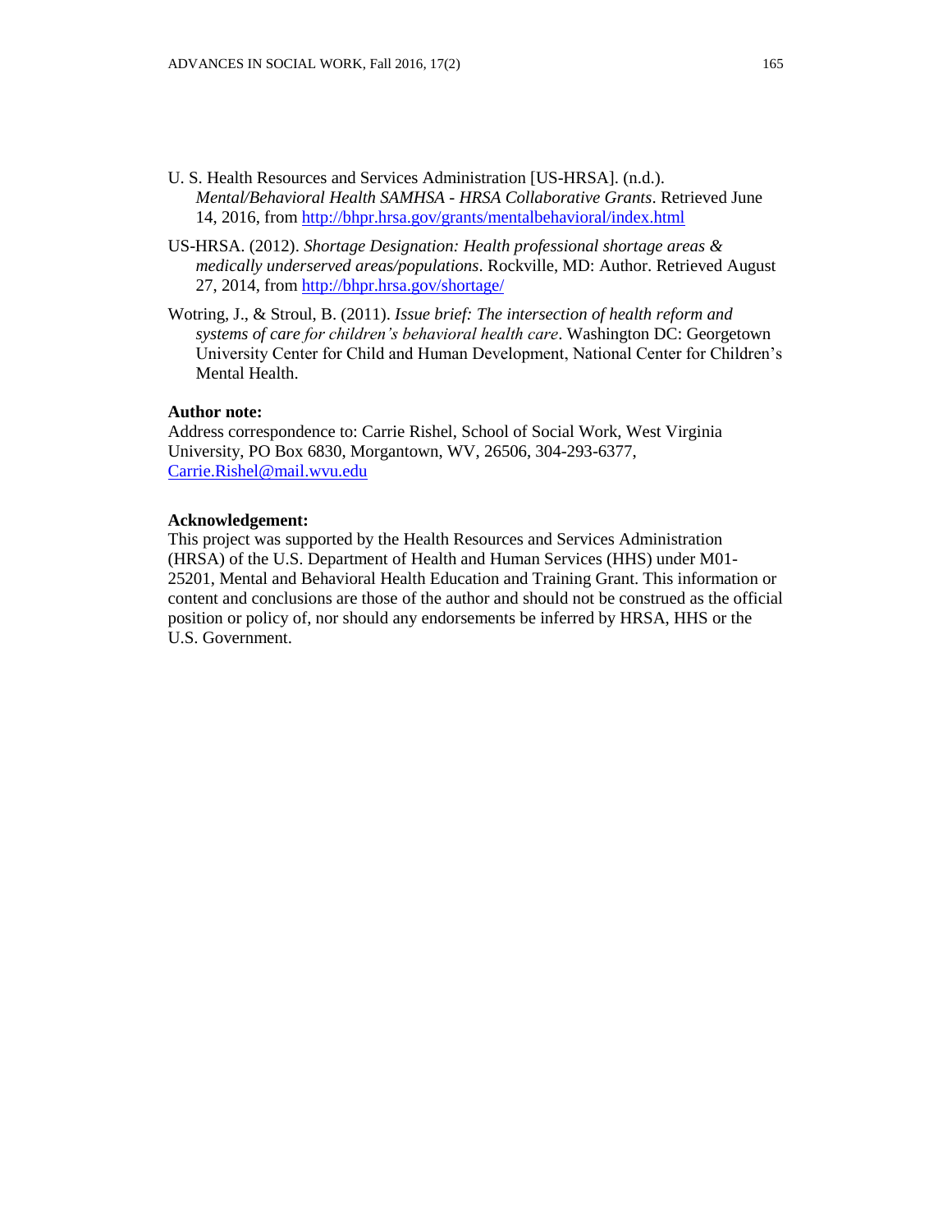U. S. Health Resources and Services Administration [US-HRSA]. (n.d.). *Mental/Behavioral Health SAMHSA - HRSA Collaborative Grants*. Retrieved June 14, 2016, from http://bhpr.hrsa.gov/grants/mentalbehavioral/index.html

US-HRSA. (2012). *Shortage Designation: Health professional shortage areas & medically underserved areas/populations*. Rockville, MD: Author. Retrieved August 27, 2014, from http://bhpr.hrsa.gov/shortage/

Wotring, J., & Stroul, B. (2011). *Issue brief: The intersection of health reform and systems of care for children's behavioral health care*. Washington DC: Georgetown University Center for Child and Human Development, National Center for Children's Mental Health.

**Author note:**
Address correspondence to: Carrie Rishel, School of Social Work, West Virginia University, PO Box 6830, Morgantown, WV, 26506, 304-293-6377, Carrie.Rishel@mail.wvu.edu

**Acknowledgement:**
This project was supported by the Health Resources and Services Administration (HRSA) of the U.S. Department of Health and Human Services (HHS) under M01-25201, Mental and Behavioral Health Education and Training Grant. This information or content and conclusions are those of the author and should not be construed as the official position or policy of, nor should any endorsements be inferred by HRSA, HHS or the U.S. Government.